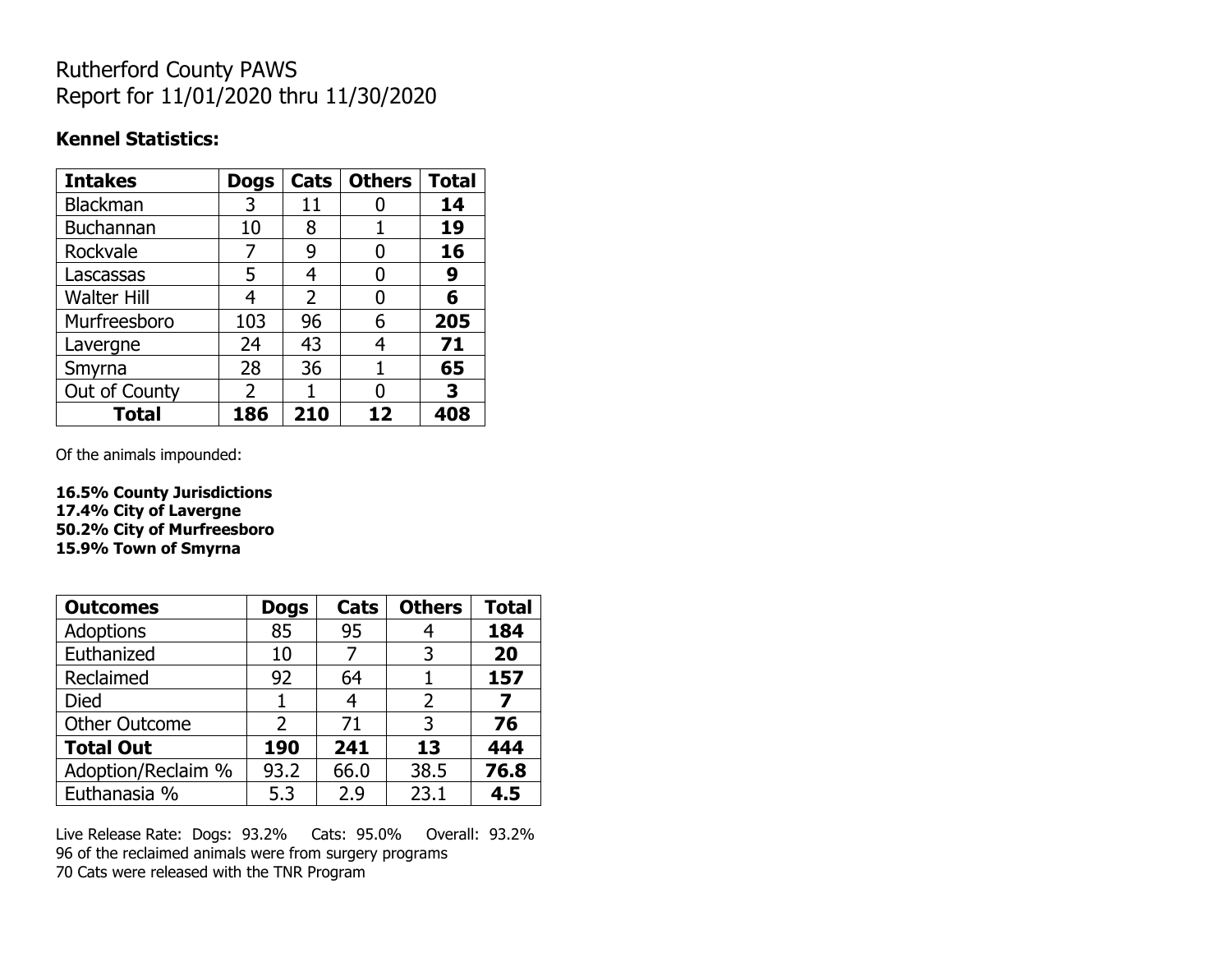# Rutherford County PAWS
Report for 11/01/2020 thru 11/30/2020

**Kennel Statistics:**

| Intakes | Dogs | Cats | Others | Total |
|---|---|---|---|---|
| Blackman | 3 | 11 | 0 | **14** |
| Buchannan | 10 | 8 | 1 | **19** |
| Rockvale | 7 | 9 | 0 | **16** |
| Lascassas | 5 | 4 | 0 | **9** |
| Walter Hill | 4 | 2 | 0 | **6** |
| Murfreesboro | 103 | 96 | 6 | **205** |
| Lavergne | 24 | 43 | 4 | **71** |
| Smyrna | 28 | 36 | 1 | **65** |
| Out of County | 2 | 1 | 0 | **3** |
| **Total** | **186** | **210** | **12** | **408** |

Of the animals impounded:

**16.5% County Jurisdictions**
**17.4% City of Lavergne**
**50.2% City of Murfreesboro**
**15.9% Town of Smyrna**

| Outcomes | Dogs | Cats | Others | Total |
|---|---|---|---|---|
| Adoptions | 85 | 95 | 4 | **184** |
| Euthanized | 10 | 7 | 3 | **20** |
| Reclaimed | 92 | 64 | 1 | **157** |
| Died | 1 | 4 | 2 | **7** |
| Other Outcome | 2 | 71 | 3 | **76** |
| **Total Out** | **190** | **241** | **13** | **444** |
| Adoption/Reclaim % | 93.2 | 66.0 | 38.5 | **76.8** |
| Euthanasia % | 5.3 | 2.9 | 23.1 | **4.5** |

Live Release Rate: Dogs: 93.2% Cats: 95.0% Overall: 93.2%
96 of the reclaimed animals were from surgery programs
70 Cats were released with the TNR Program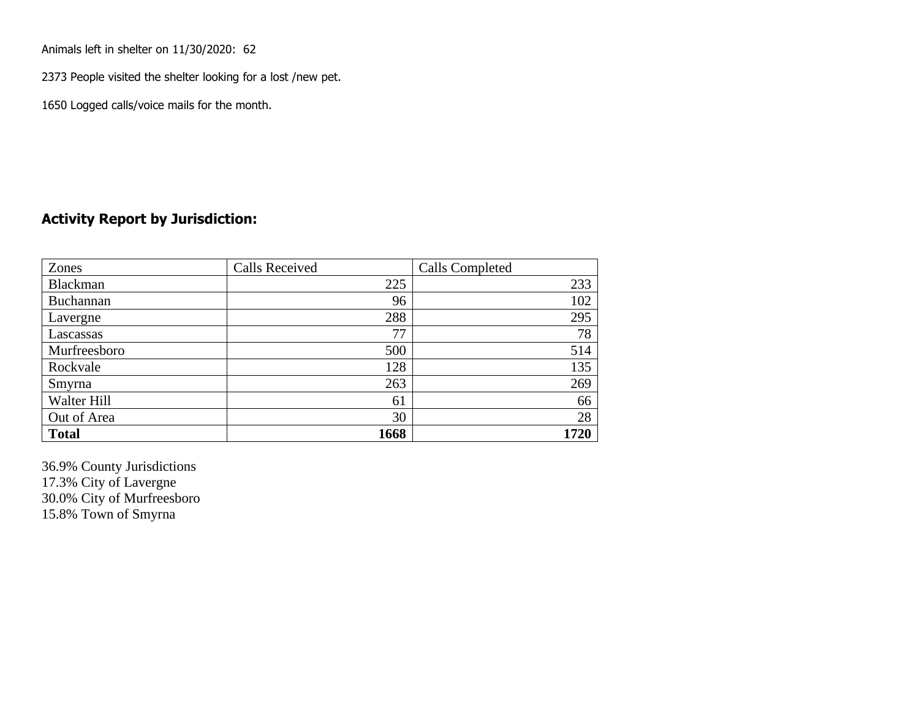Animals left in shelter on 11/30/2020: 62

2373 People visited the shelter looking for a lost /new pet.

1650 Logged calls/voice mails for the month.

## Activity Report by Jurisdiction:

| Zones | Calls Received | Calls Completed |
|---|---|---|
| Blackman | 225 | 233 |
| Buchannan | 96 | 102 |
| Lavergne | 288 | 295 |
| Lascassas | 77 | 78 |
| Murfreesboro | 500 | 514 |
| Rockvale | 128 | 135 |
| Smyrna | 263 | 269 |
| Walter Hill | 61 | 66 |
| Out of Area | 30 | 28 |
| **Total** | **1668** | **1720** |

36.9% County Jurisdictions
17.3% City of Lavergne
30.0% City of Murfreesboro
15.8% Town of Smyrna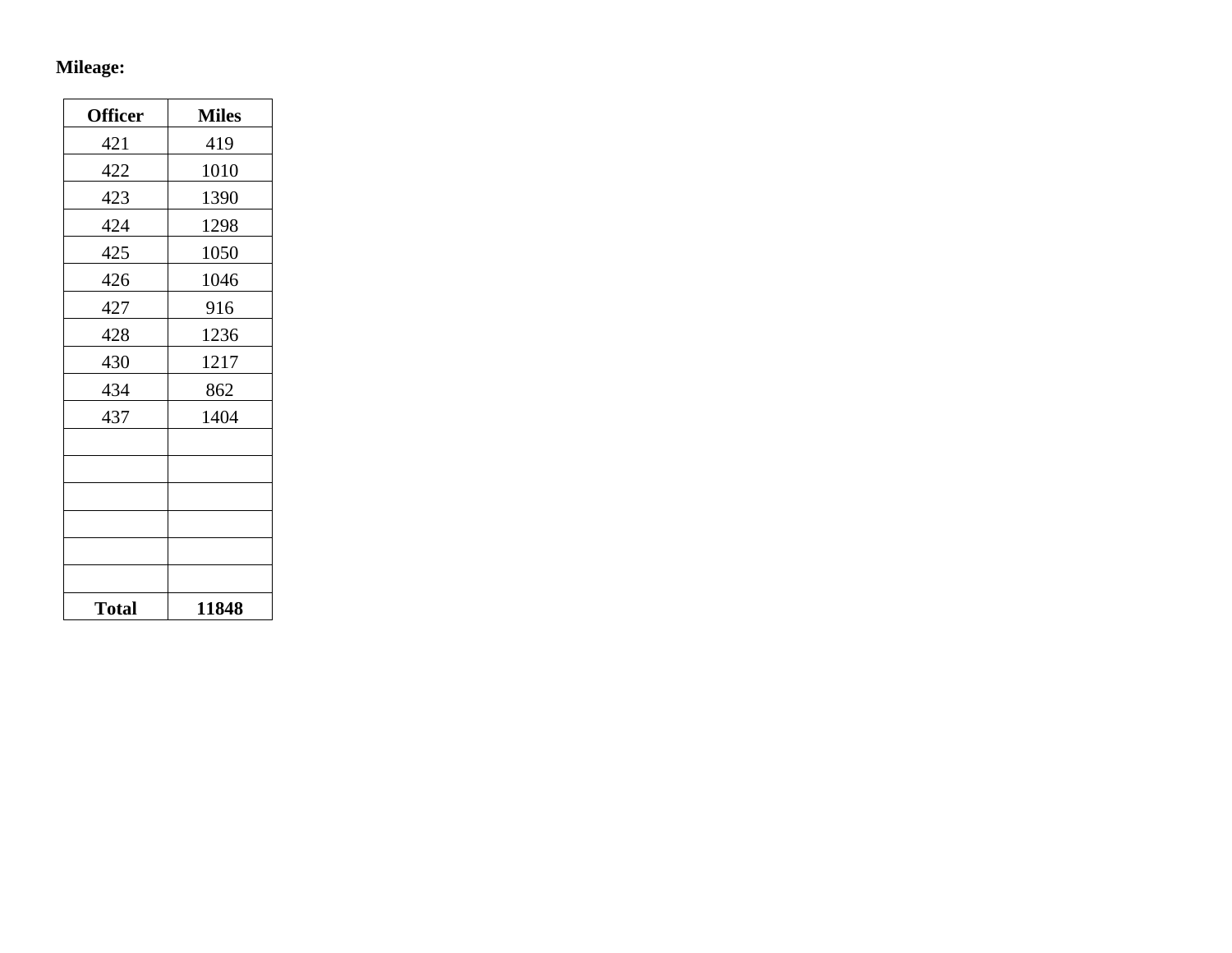**Mileage:**

| Officer | Miles |
|---|---|
| 421 | 419 |
| 422 | 1010 |
| 423 | 1390 |
| 424 | 1298 |
| 425 | 1050 |
| 426 | 1046 |
| 427 | 916 |
| 428 | 1236 |
| 430 | 1217 |
| 434 | 862 |
| 437 | 1404 |
| | |
| | |
| | |
| | |
| | |
| | |
| **Total** | **11848** |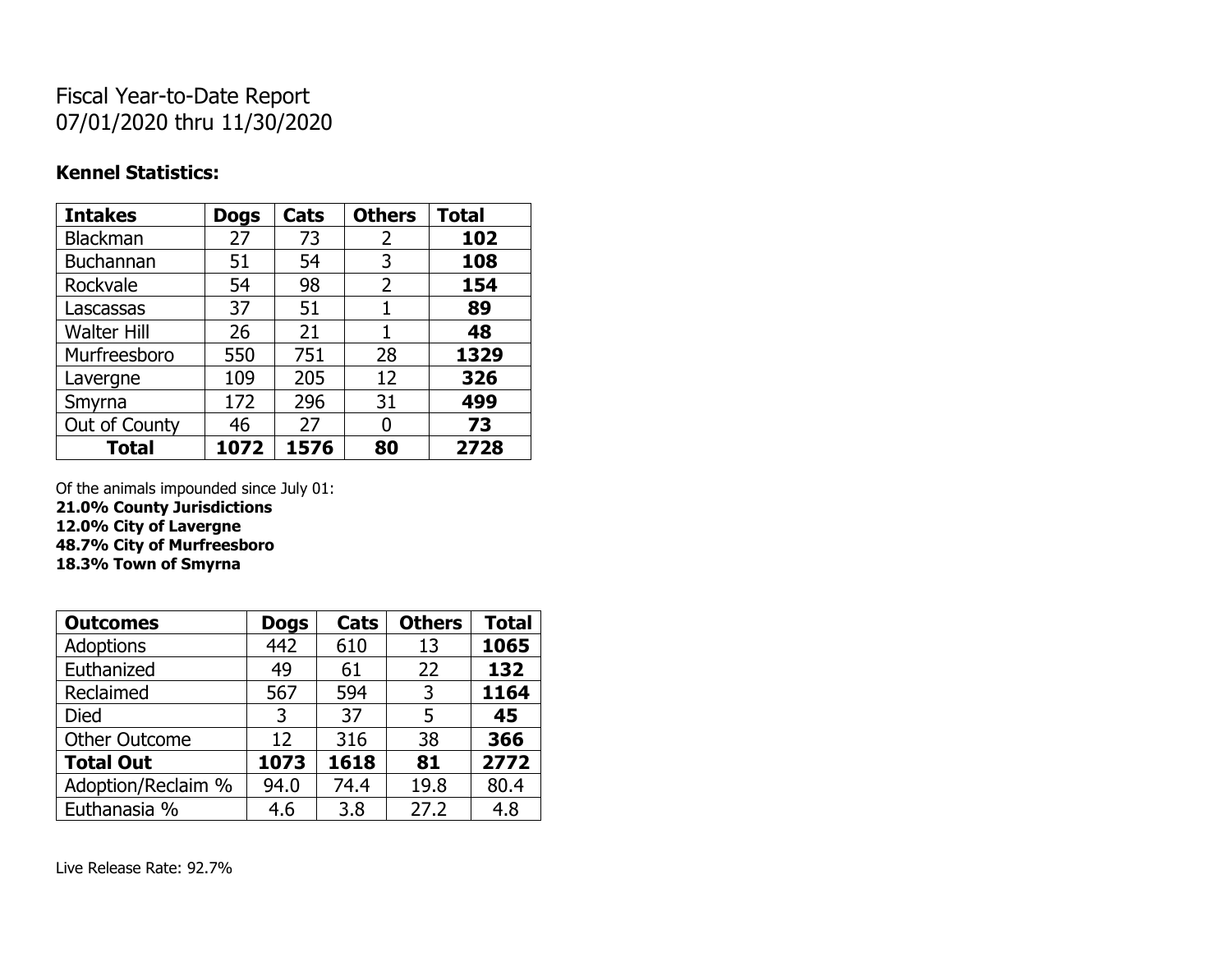Fiscal Year-to-Date Report
07/01/2020 thru 11/30/2020

**Kennel Statistics:**

| Intakes | Dogs | Cats | Others | Total |
| --- | --- | --- | --- | --- |
| Blackman | 27 | 73 | 2 | **102** |
| Buchannan | 51 | 54 | 3 | **108** |
| Rockvale | 54 | 98 | 2 | **154** |
| Lascassas | 37 | 51 | 1 | **89** |
| Walter Hill | 26 | 21 | 1 | **48** |
| Murfreesboro | 550 | 751 | 28 | **1329** |
| Lavergne | 109 | 205 | 12 | **326** |
| Smyrna | 172 | 296 | 31 | **499** |
| Out of County | 46 | 27 | 0 | **73** |
| **Total** | **1072** | **1576** | **80** | **2728** |

Of the animals impounded since July 01:
**21.0% County Jurisdictions**
**12.0% City of Lavergne**
**48.7% City of Murfreesboro**
**18.3% Town of Smyrna**

| Outcomes | Dogs | Cats | Others | Total |
| --- | --- | --- | --- | --- |
| Adoptions | 442 | 610 | 13 | **1065** |
| Euthanized | 49 | 61 | 22 | **132** |
| Reclaimed | 567 | 594 | 3 | **1164** |
| Died | 3 | 37 | 5 | **45** |
| Other Outcome | 12 | 316 | 38 | **366** |
| **Total Out** | **1073** | **1618** | **81** | **2772** |
| Adoption/Reclaim % | 94.0 | 74.4 | 19.8 | 80.4 |
| Euthanasia % | 4.6 | 3.8 | 27.2 | 4.8 |

Live Release Rate: 92.7%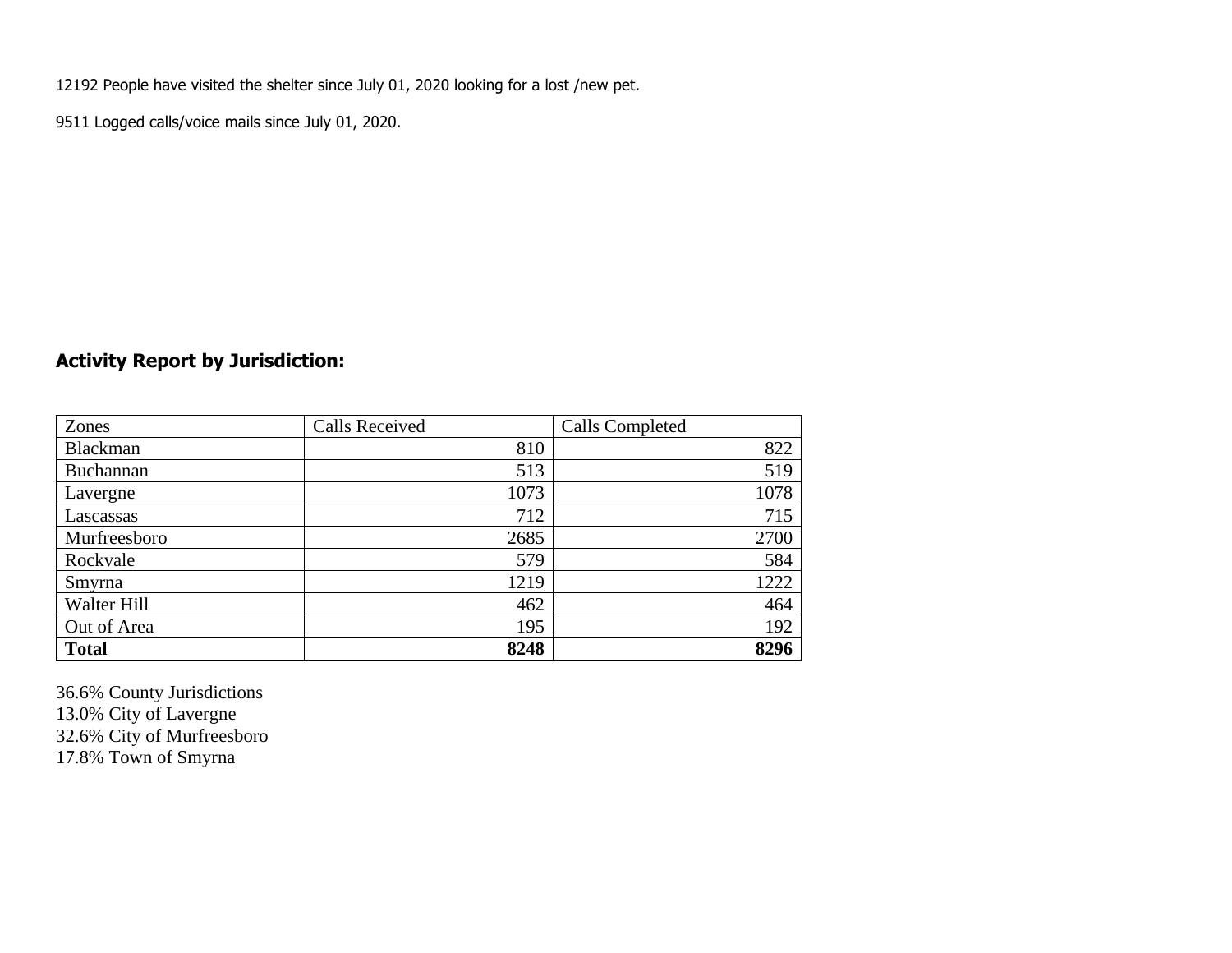12192 People have visited the shelter since July 01, 2020 looking for a lost /new pet.

9511 Logged calls/voice mails since July 01, 2020.

## Activity Report by Jurisdiction:

| Zones | Calls Received | Calls Completed |
|---|---|---|
| Blackman | 810 | 822 |
| Buchannan | 513 | 519 |
| Lavergne | 1073 | 1078 |
| Lascassas | 712 | 715 |
| Murfreesboro | 2685 | 2700 |
| Rockvale | 579 | 584 |
| Smyrna | 1219 | 1222 |
| Walter Hill | 462 | 464 |
| Out of Area | 195 | 192 |
| **Total** | **8248** | **8296** |

36.6% County Jurisdictions
13.0% City of Lavergne
32.6% City of Murfreesboro
17.8% Town of Smyrna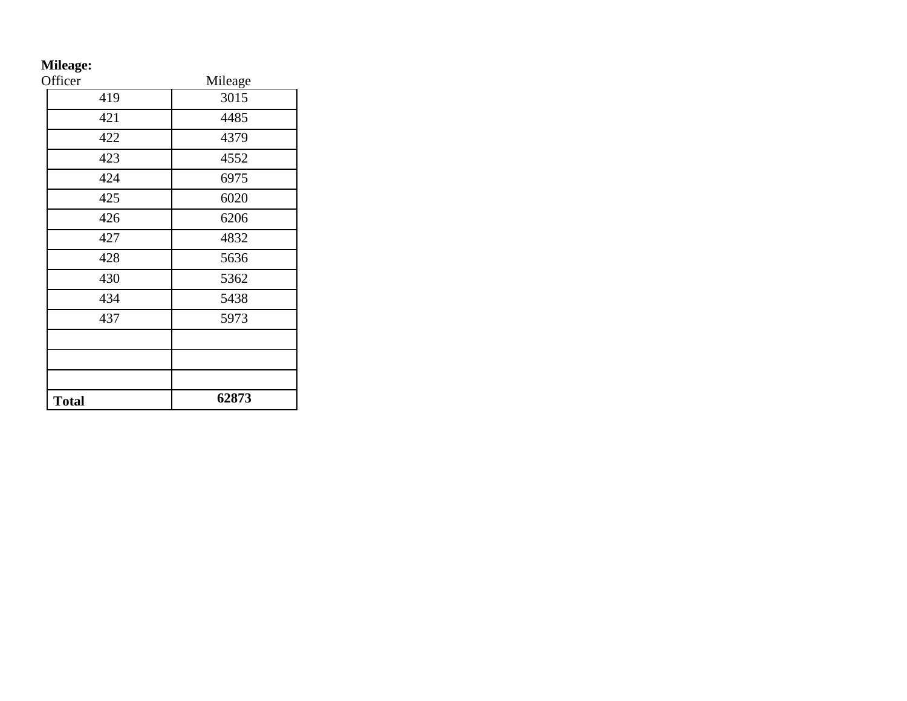**Mileage:**

| Officer | Mileage |
|---|---|
| 419 | 3015 |
| 421 | 4485 |
| 422 | 4379 |
| 423 | 4552 |
| 424 | 6975 |
| 425 | 6020 |
| 426 | 6206 |
| 427 | 4832 |
| 428 | 5636 |
| 430 | 5362 |
| 434 | 5438 |
| 437 | 5973 |
| | |
| | |
| | |
| **Total** | **62873** |